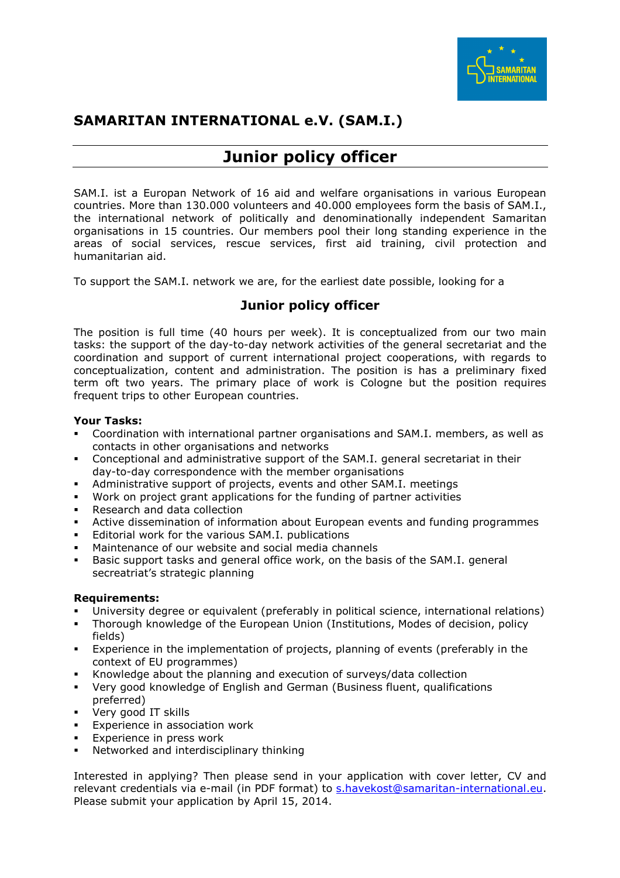## SAMARITAN INTERNATIONAL e.V. (SAM.I.)

# Junior policy officer

SAM.I. ist a Europan Network of 16 aid and welfare organisations in various European countries. More than 130.000 volunteers and 40.000 employees form the basis of SAM.I., the international network of politically and denominationally independent Samaritan organisations in 15 countries. Our members pool their long standing experience in the areas of social services, rescue services, first aid training, civil protection and humanitarian aid.

To support the SAM.I. network we are, for the earliest date possible, looking for a

## Junior policy officer

The position is full time (40 hours per week). It is conceptualized from our two main tasks: the support of the day-to-day network activities of the general secretariat and the coordination and support of current international project cooperations, with regards to conceptualization, content and administration. The position is has a preliminary fixed term oft two years. The primary place of work is Cologne but the position requires frequent trips to other European countries.

**Your Tasks:**

- Coordination with international partner organisations and SAM.I. members, as well as contacts in other organisations and networks
- Conceptional and administrative support of the SAM.I. general secretariat in their day-to-day correspondence with the member organisations
- Administrative support of projects, events and other SAM.I. meetings
- Work on project grant applications for the funding of partner activities
- Research and data collection
- Active dissemination of information about European events and funding programmes
- Editorial work for the various SAM.I. publications
- Maintenance of our website and social media channels
- Basic support tasks and general office work, on the basis of the SAM.I. general secreatriat's strategic planning

**Requirements:**

- University degree or equivalent (preferably in political science, international relations)
- Thorough knowledge of the European Union (Institutions, Modes of decision, policy fields)
- Experience in the implementation of projects, planning of events (preferably in the context of EU programmes)
- Knowledge about the planning and execution of surveys/data collection
- Very good knowledge of English and German (Business fluent, qualifications preferred)
- Very good IT skills
- Experience in association work
- Experience in press work
- Networked and interdisciplinary thinking

Interested in applying? Then please send in your application with cover letter, CV and relevant credentials via e-mail (in PDF format) to s.havekost@samaritan-international.eu. Please submit your application by April 15, 2014.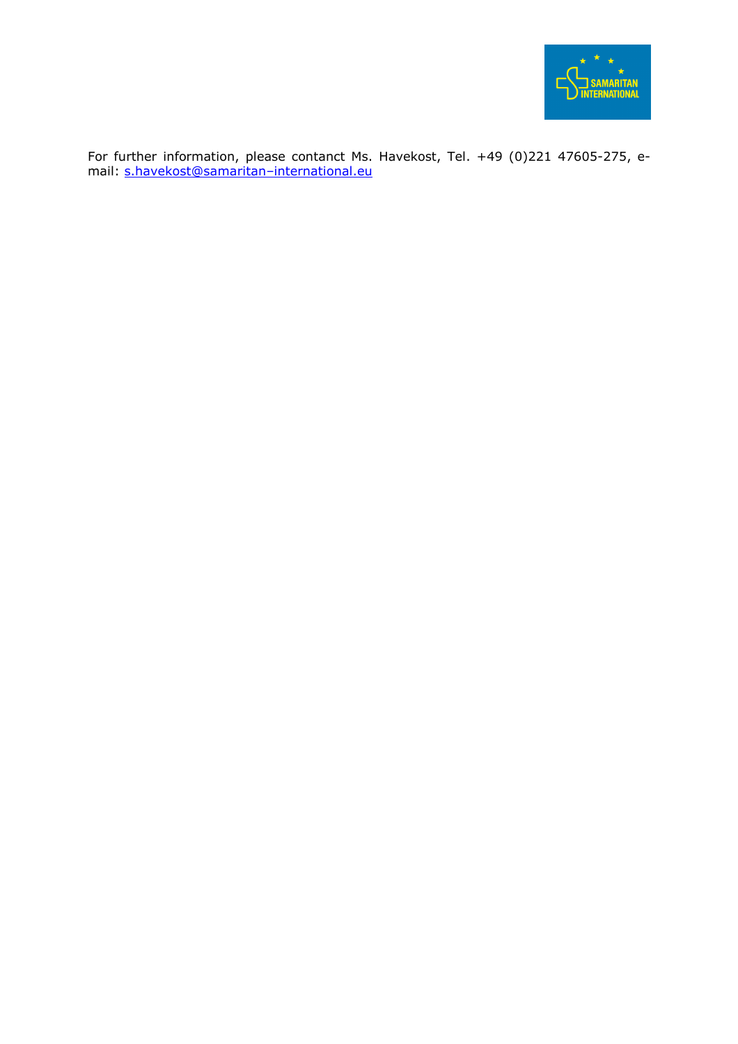For further information, please contanct Ms. Havekost, Tel. +49 (0)221 47605-275, e-mail: s.havekost@samaritan–international.eu